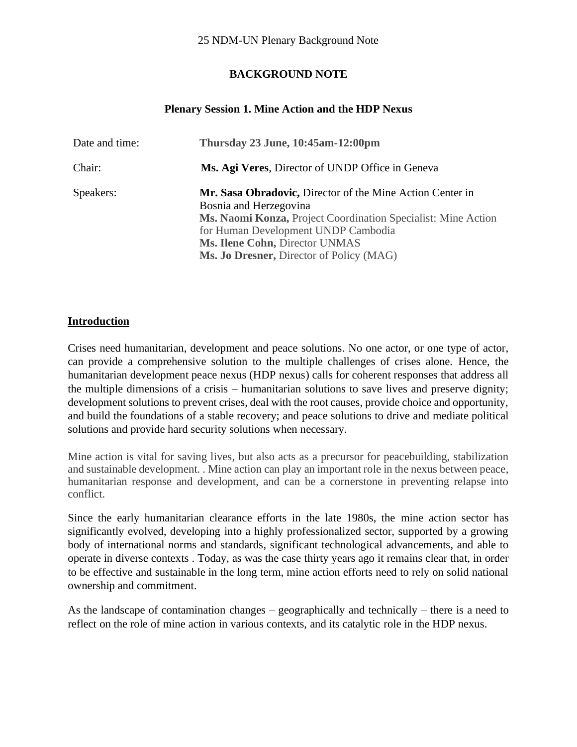25 NDM-UN Plenary Background Note

# BACKGROUND NOTE

## Plenary Session 1. Mine Action and the HDP Nexus

| | |
|---|---|
| Date and time: | **Thursday 23 June, 10:45am-12:00pm** |
| Chair: | **Ms. Agi Veres**, Director of UNDP Office in Geneva |
| Speakers: | **Mr. Sasa Obradovic,** Director of the Mine Action Center in Bosnia and Herzegovina<br>**Ms. Naomi Konza,** Project Coordination Specialist: Mine Action for Human Development UNDP Cambodia<br>**Ms. Ilene Cohn,** Director UNMAS<br>**Ms. Jo Dresner,** Director of Policy (MAG) |

### Introduction

Crises need humanitarian, development and peace solutions. No one actor, or one type of actor, can provide a comprehensive solution to the multiple challenges of crises alone. Hence, the humanitarian development peace nexus (HDP nexus) calls for coherent responses that address all the multiple dimensions of a crisis – humanitarian solutions to save lives and preserve dignity; development solutions to prevent crises, deal with the root causes, provide choice and opportunity, and build the foundations of a stable recovery; and peace solutions to drive and mediate political solutions and provide hard security solutions when necessary.

Mine action is vital for saving lives, but also acts as a precursor for peacebuilding, stabilization and sustainable development. . Mine action can play an important role in the nexus between peace, humanitarian response and development, and can be a cornerstone in preventing relapse into conflict.

Since the early humanitarian clearance efforts in the late 1980s, the mine action sector has significantly evolved, developing into a highly professionalized sector, supported by a growing body of international norms and standards, significant technological advancements, and able to operate in diverse contexts . Today, as was the case thirty years ago it remains clear that, in order to be effective and sustainable in the long term, mine action efforts need to rely on solid national ownership and commitment.

As the landscape of contamination changes – geographically and technically – there is a need to reflect on the role of mine action in various contexts, and its catalytic role in the HDP nexus.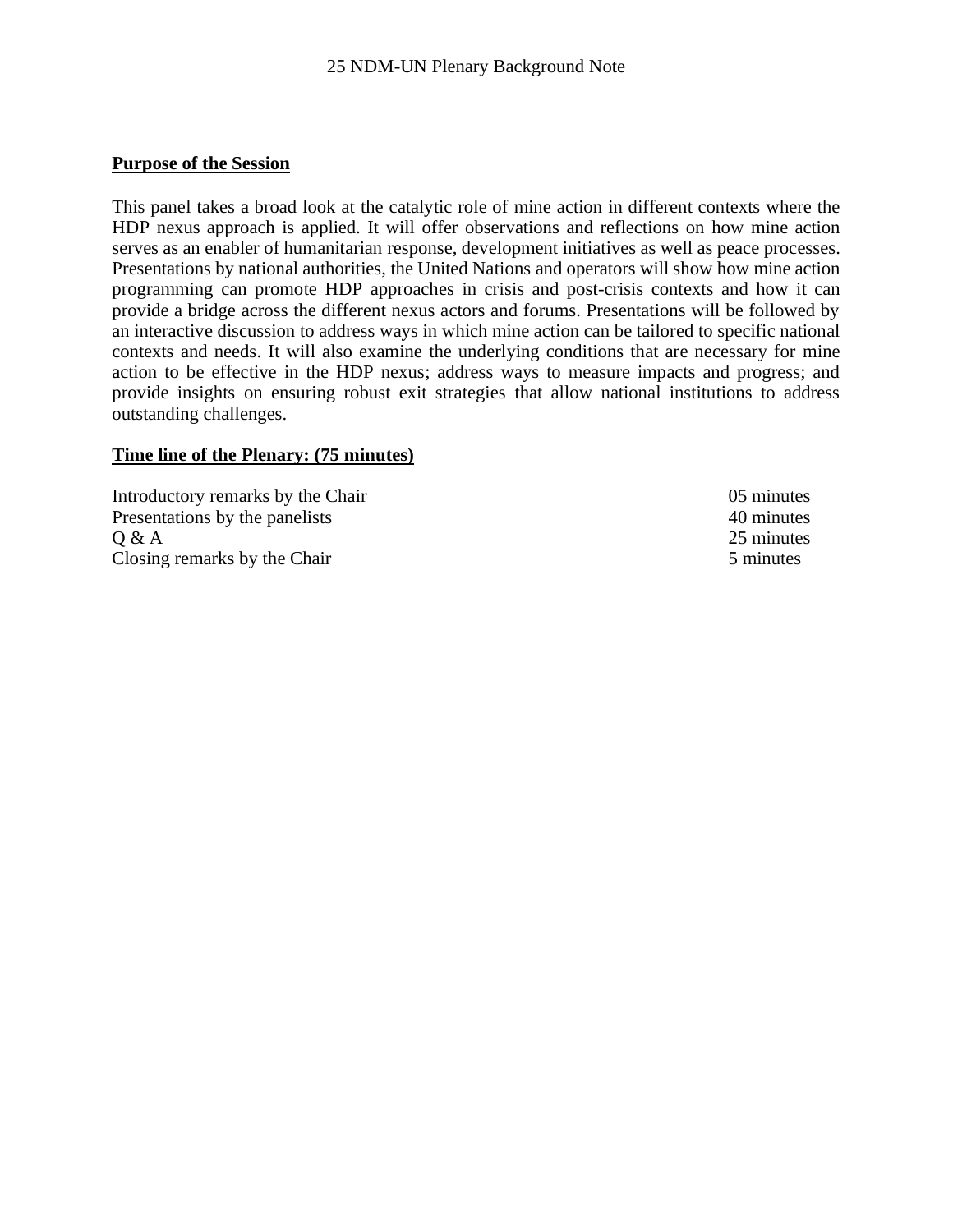**Purpose of the Session**

This panel takes a broad look at the catalytic role of mine action in different contexts where the HDP nexus approach is applied. It will offer observations and reflections on how mine action serves as an enabler of humanitarian response, development initiatives as well as peace processes. Presentations by national authorities, the United Nations and operators will show how mine action programming can promote HDP approaches in crisis and post-crisis contexts and how it can provide a bridge across the different nexus actors and forums. Presentations will be followed by an interactive discussion to address ways in which mine action can be tailored to specific national contexts and needs. It will also examine the underlying conditions that are necessary for mine action to be effective in the HDP nexus; address ways to measure impacts and progress; and provide insights on ensuring robust exit strategies that allow national institutions to address outstanding challenges.

**Time line of the Plenary: (75 minutes)**

| | |
|---|---|
| Introductory remarks by the Chair | 05 minutes |
| Presentations by the panelists | 40 minutes |
| Q & A | 25 minutes |
| Closing remarks by the Chair | 5 minutes |